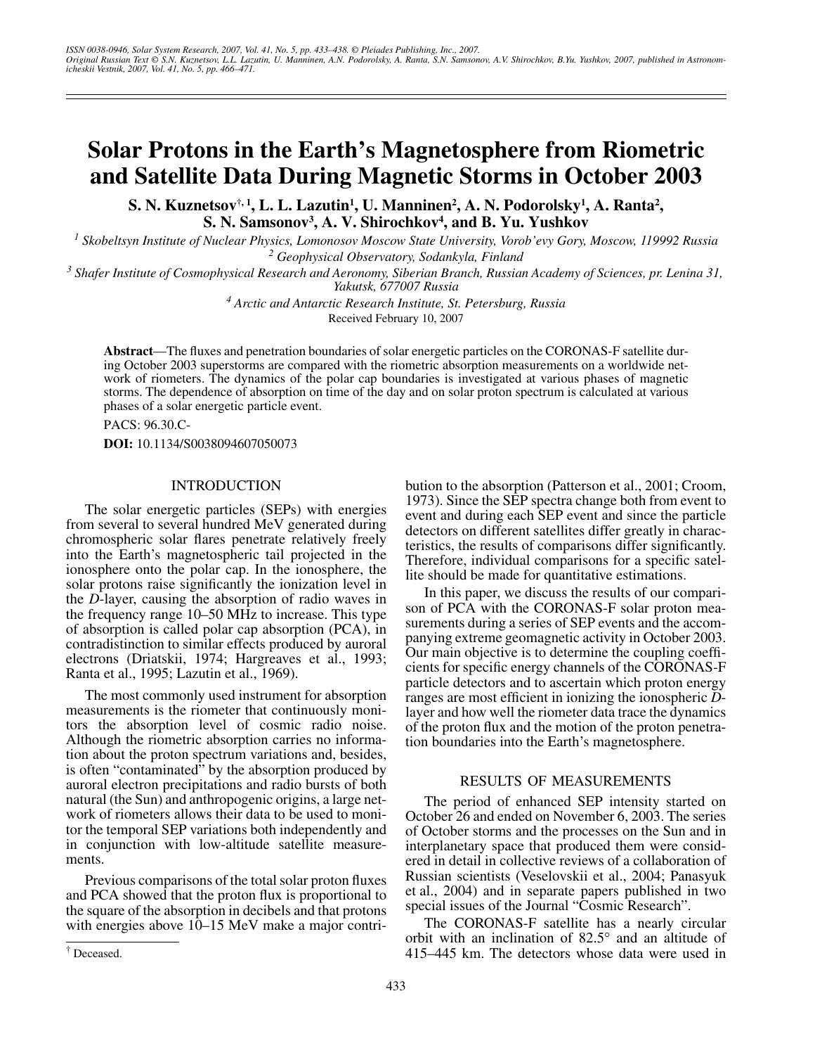# Solar Protons in the Earth's Magnetosphere from Riometric and Satellite Data During Magnetic Storms in October 2003

**S. N. Kuznetsov[†, 1], L. L. Lazutin[1], U. Manninen[2], A. N. Podorolsky[1], A. Ranta[2], S. N. Samsonov[3], A. V. Shirochkov[4], and B. Yu. Yushkov**

[1] *Skobeltsyn Institute of Nuclear Physics, Lomonosov Moscow State University, Vorob'evy Gory, Moscow, 119992 Russia*
[2] *Geophysical Observatory, Sodankyla, Finland*
[3] *Shafer Institute of Cosmophysical Research and Aeronomy, Siberian Branch, Russian Academy of Sciences, pr. Lenina 31, Yakutsk, 677007 Russia*
[4] *Arctic and Antarctic Research Institute, St. Petersburg, Russia*

Received February 10, 2007

**Abstract**—The fluxes and penetration boundaries of solar energetic particles on the CORONAS-F satellite during October 2003 superstorms are compared with the riometric absorption measurements on a worldwide network of riometers. The dynamics of the polar cap boundaries is investigated at various phases of magnetic storms. The dependence of absorption on time of the day and on solar proton spectrum is calculated at various phases of a solar energetic particle event.

PACS: 96.30.C-

**DOI:** 10.1134/S0038094607050073

## INTRODUCTION

The solar energetic particles (SEPs) with energies from several to several hundred MeV generated during chromospheric solar flares penetrate relatively freely into the Earth's magnetospheric tail projected in the ionosphere onto the polar cap. In the ionosphere, the solar protons raise significantly the ionization level in the *D*-layer, causing the absorption of radio waves in the frequency range 10–50 MHz to increase. This type of absorption is called polar cap absorption (PCA), in contradistinction to similar effects produced by auroral electrons (Driatskii, 1974; Hargreaves et al., 1993; Ranta et al., 1995; Lazutin et al., 1969).

The most commonly used instrument for absorption measurements is the riometer that continuously monitors the absorption level of cosmic radio noise. Although the riometric absorption carries no information about the proton spectrum variations and, besides, is often "contaminated" by the absorption produced by auroral electron precipitations and radio bursts of both natural (the Sun) and anthropogenic origins, a large network of riometers allows their data to be used to monitor the temporal SEP variations both independently and in conjunction with low-altitude satellite measurements.

Previous comparisons of the total solar proton fluxes and PCA showed that the proton flux is proportional to the square of the absorption in decibels and that protons with energies above 10–15 MeV make a major contribution to the absorption (Patterson et al., 2001; Croom, 1973). Since the SEP spectra change both from event to event and during each SEP event and since the particle detectors on different satellites differ greatly in characteristics, the results of comparisons differ significantly. Therefore, individual comparisons for a specific satellite should be made for quantitative estimations.

In this paper, we discuss the results of our comparison of PCA with the CORONAS-F solar proton measurements during a series of SEP events and the accompanying extreme geomagnetic activity in October 2003. Our main objective is to determine the coupling coefficients for specific energy channels of the CORONAS-F particle detectors and to ascertain which proton energy ranges are most efficient in ionizing the ionospheric *D*-layer and how well the riometer data trace the dynamics of the proton flux and the motion of the proton penetration boundaries into the Earth's magnetosphere.

## RESULTS OF MEASUREMENTS

The period of enhanced SEP intensity started on October 26 and ended on November 6, 2003. The series of October storms and the processes on the Sun and in interplanetary space that produced them were considered in detail in collective reviews of a collaboration of Russian scientists (Veselovskii et al., 2004; Panasyuk et al., 2004) and in separate papers published in two special issues of the Journal "Cosmic Research".

The CORONAS-F satellite has a nearly circular orbit with an inclination of 82.5° and an altitude of 415–445 km. The detectors whose data were used in

[†] Deceased.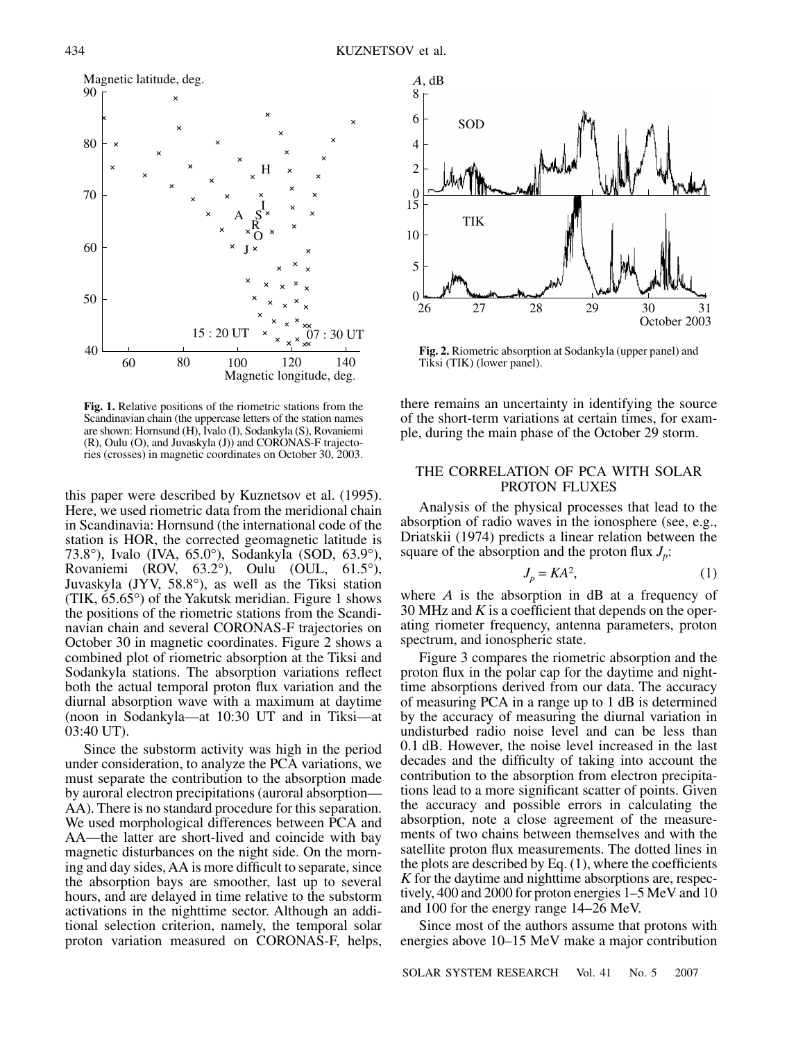Fig. 1. Relative positions of the riometric stations from the Scandinavian chain (the uppercase letters of the station names are shown: Hornsund (H), Ivalo (I), Sodankyla (S), Rovaniemi (R), Oulu (O), and Juvaskyla (J)) and CORONAS-F trajectories (crosses) in magnetic coordinates on October 30, 2003.

Fig. 2. Riometric absorption at Sodankyla (upper panel) and Tiksi (TIK) (lower panel).

this paper were described by Kuznetsov et al. (1995). Here, we used riometric data from the meridional chain in Scandinavia: Hornsund (the international code of the station is HOR, the corrected geomagnetic latitude is 73.8°), Ivalo (IVA, 65.0°), Sodankyla (SOD, 63.9°), Rovaniemi (ROV, 63.2°), Oulu (OUL, 61.5°), Juvaskyla (JYV, 58.8°), as well as the Tiksi station (TIK, 65.65°) of the Yakutsk meridian. Figure 1 shows the positions of the riometric stations from the Scandinavian chain and several CORONAS-F trajectories on October 30 in magnetic coordinates. Figure 2 shows a combined plot of riometric absorption at the Tiksi and Sodankyla stations. The absorption variations reflect both the actual temporal proton flux variation and the diurnal absorption wave with a maximum at daytime (noon in Sodankyla—at 10:30 UT and in Tiksi—at 03:40 UT).

Since the substorm activity was high in the period under consideration, to analyze the PCA variations, we must separate the contribution to the absorption made by auroral electron precipitations (auroral absorption—AA). There is no standard procedure for this separation. We used morphological differences between PCA and AA—the latter are short-lived and coincide with bay magnetic disturbances on the night side. On the morning and day sides, AA is more difficult to separate, since the absorption bays are smoother, last up to several hours, and are delayed in time relative to the substorm activations in the nighttime sector. Although an additional selection criterion, namely, the temporal solar proton variation measured on CORONAS-F, helps, there remains an uncertainty in identifying the source of the short-term variations at certain times, for example, during the main phase of the October 29 storm.

## THE CORRELATION OF PCA WITH SOLAR PROTON FLUXES

Analysis of the physical processes that lead to the absorption of radio waves in the ionosphere (see, e.g., Driatskii (1974) predicts a linear relation between the square of the absorption and the proton flux $J_p$:

$$J_p = KA^2, \tag{1}$$

where $A$ is the absorption in dB at a frequency of 30 MHz and $K$ is a coefficient that depends on the operating riometer frequency, antenna parameters, proton spectrum, and ionospheric state.

Figure 3 compares the riometric absorption and the proton flux in the polar cap for the daytime and nighttime absorptions derived from our data. The accuracy of measuring PCA in a range up to 1 dB is determined by the accuracy of measuring the diurnal variation in undisturbed radio noise level and can be less than 0.1 dB. However, the noise level increased in the last decades and the difficulty of taking into account the contribution to the absorption from electron precipitations lead to a more significant scatter of points. Given the accuracy and possible errors in calculating the absorption, note a close agreement of the measurements of two chains between themselves and with the satellite proton flux measurements. The dotted lines in the plots are described by Eq. (1), where the coefficients $K$ for the daytime and nighttime absorptions are, respectively, 400 and 2000 for proton energies 1–5 MeV and 10 and 100 for the energy range 14–26 MeV.

Since most of the authors assume that protons with energies above 10–15 MeV make a major contribution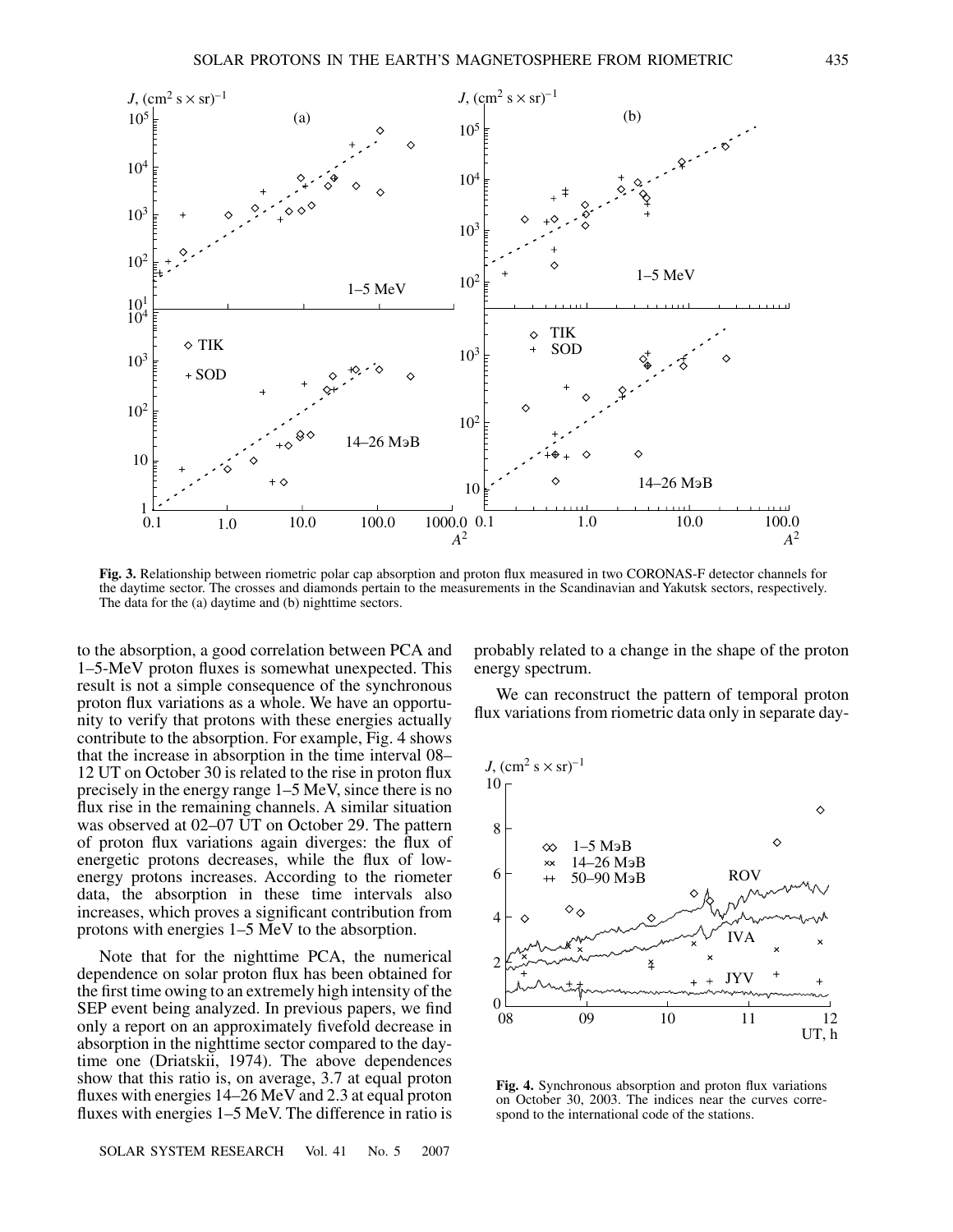**Fig. 3.** Relationship between riometric polar cap absorption and proton flux measured in two CORONAS-F detector channels for the daytime sector. The crosses and diamonds pertain to the measurements in the Scandinavian and Yakutsk sectors, respectively. The data for the (a) daytime and (b) nighttime sectors.

to the absorption, a good correlation between PCA and 1–5-MeV proton fluxes is somewhat unexpected. This result is not a simple consequence of the synchronous proton flux variations as a whole. We have an opportunity to verify that protons with these energies actually contribute to the absorption. For example, Fig. 4 shows that the increase in absorption in the time interval 08–12 UT on October 30 is related to the rise in proton flux precisely in the energy range 1–5 MeV, since there is no flux rise in the remaining channels. A similar situation was observed at 02–07 UT on October 29. The pattern of proton flux variations again diverges: the flux of energetic protons decreases, while the flux of low-energy protons increases. According to the riometer data, the absorption in these time intervals also increases, which proves a significant contribution from protons with energies 1–5 MeV to the absorption.

Note that for the nighttime PCA, the numerical dependence on solar proton flux has been obtained for the first time owing to an extremely high intensity of the SEP event being analyzed. In previous papers, we find only a report on an approximately fivefold decrease in absorption in the nighttime sector compared to the daytime one (Driatskii, 1974). The above dependences show that this ratio is, on average, 3.7 at equal proton fluxes with energies 14–26 MeV and 2.3 at equal proton fluxes with energies 1–5 MeV. The difference in ratio is probably related to a change in the shape of the proton energy spectrum.

We can reconstruct the pattern of temporal proton flux variations from riometric data only in separate day-

**Fig. 4.** Synchronous absorption and proton flux variations on October 30, 2003. The indices near the curves correspond to the international code of the stations.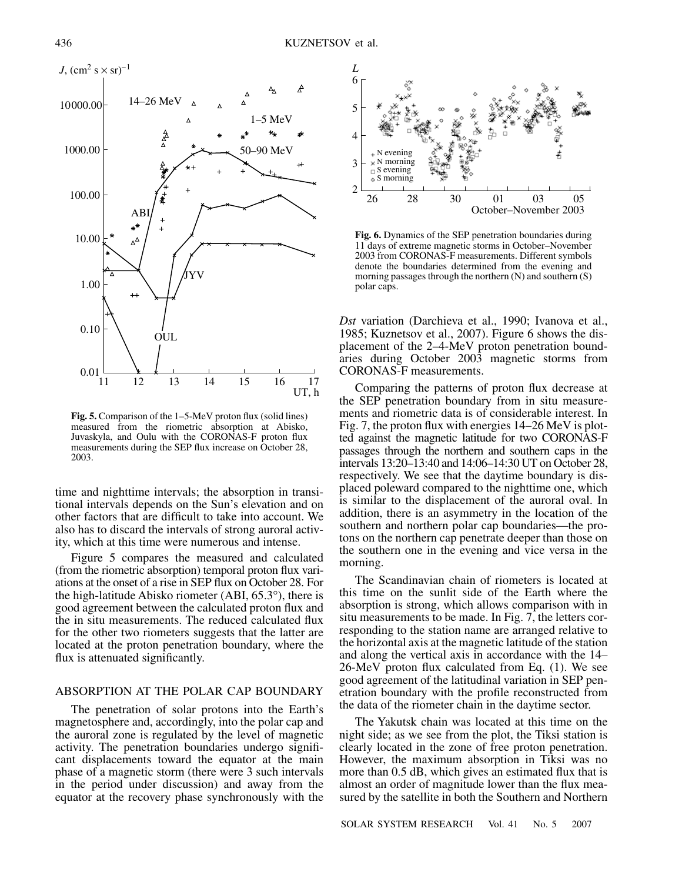**Fig. 5.** Comparison of the 1–5-MeV proton flux (solid lines) measured from the riometric absorption at Abisko, Juvaskyla, and Oulu with the CORONAS-F proton flux measurements during the SEP flux increase on October 28, 2003.

time and nighttime intervals; the absorption in transitional intervals depends on the Sun's elevation and on other factors that are difficult to take into account. We also has to discard the intervals of strong auroral activity, which at this time were numerous and intense.

Figure 5 compares the measured and calculated (from the riometric absorption) temporal proton flux variations at the onset of a rise in SEP flux on October 28. For the high-latitude Abisko riometer (ABI, 65.3°), there is good agreement between the calculated proton flux and the in situ measurements. The reduced calculated flux for the other two riometers suggests that the latter are located at the proton penetration boundary, where the flux is attenuated significantly.

## ABSORPTION AT THE POLAR CAP BOUNDARY

The penetration of solar protons into the Earth's magnetosphere and, accordingly, into the polar cap and the auroral zone is regulated by the level of magnetic activity. The penetration boundaries undergo significant displacements toward the equator at the main phase of a magnetic storm (there were 3 such intervals in the period under discussion) and away from the equator at the recovery phase synchronously with the

**Fig. 6.** Dynamics of the SEP penetration boundaries during 11 days of extreme magnetic storms in October–November 2003 from CORONAS-F measurements. Different symbols denote the boundaries determined from the evening and morning passages through the northern (N) and southern (S) polar caps.

*Dst* variation (Darchieva et al., 1990; Ivanova et al., 1985; Kuznetsov et al., 2007). Figure 6 shows the displacement of the 2–4-MeV proton penetration boundaries during October 2003 magnetic storms from CORONAS-F measurements.

Comparing the patterns of proton flux decrease at the SEP penetration boundary from in situ measurements and riometric data is of considerable interest. In Fig. 7, the proton flux with energies 14–26 MeV is plotted against the magnetic latitude for two CORONAS-F passages through the northern and southern caps in the intervals 13:20–13:40 and 14:06–14:30 UT on October 28, respectively. We see that the daytime boundary is displaced poleward compared to the nighttime one, which is similar to the displacement of the auroral oval. In addition, there is an asymmetry in the location of the southern and northern polar cap boundaries—the protons on the northern cap penetrate deeper than those on the southern one in the evening and vice versa in the morning.

The Scandinavian chain of riometers is located at this time on the sunlit side of the Earth where the absorption is strong, which allows comparison with in situ measurements to be made. In Fig. 7, the letters corresponding to the station name are arranged relative to the horizontal axis at the magnetic latitude of the station and along the vertical axis in accordance with the 14–26-MeV proton flux calculated from Eq. (1). We see good agreement of the latitudinal variation in SEP penetration boundary with the profile reconstructed from the data of the riometer chain in the daytime sector.

The Yakutsk chain was located at this time on the night side; as we see from the plot, the Tiksi station is clearly located in the zone of free proton penetration. However, the maximum absorption in Tiksi was no more than 0.5 dB, which gives an estimated flux that is almost an order of magnitude lower than the flux measured by the satellite in both the Southern and Northern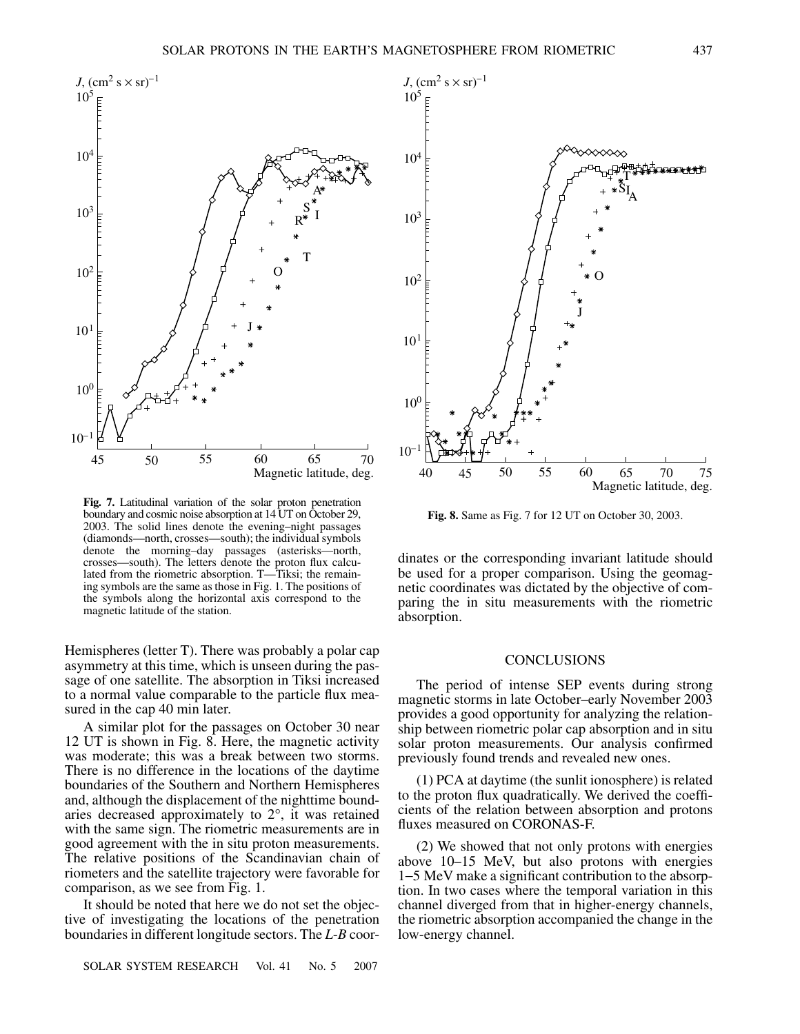**Fig. 7.** Latitudinal variation of the solar proton penetration boundary and cosmic noise absorption at 14 UT on October 29, 2003. The solid lines denote the evening–night passages (diamonds—north, crosses—south); the individual symbols denote the morning–day passages (asterisks—north, crosses—south). The letters denote the proton flux calculated from the riometric absorption. T—Tiksi; the remaining symbols are the same as those in Fig. 1. The positions of the symbols along the horizontal axis correspond to the magnetic latitude of the station.

**Fig. 8.** Same as Fig. 7 for 12 UT on October 30, 2003.

Hemispheres (letter T). There was probably a polar cap asymmetry at this time, which is unseen during the passage of one satellite. The absorption in Tiksi increased to a normal value comparable to the particle flux measured in the cap 40 min later.

A similar plot for the passages on October 30 near 12 UT is shown in Fig. 8. Here, the magnetic activity was moderate; this was a break between two storms. There is no difference in the locations of the daytime boundaries of the Southern and Northern Hemispheres and, although the displacement of the nighttime boundaries decreased approximately to 2°, it was retained with the same sign. The riometric measurements are in good agreement with the in situ proton measurements. The relative positions of the Scandinavian chain of riometers and the satellite trajectory were favorable for comparison, as we see from Fig. 1.

It should be noted that here we do not set the objective of investigating the locations of the penetration boundaries in different longitude sectors. The *L-B* coordinates or the corresponding invariant latitude should be used for a proper comparison. Using the geomagnetic coordinates was dictated by the objective of comparing the in situ measurements with the riometric absorption.

## CONCLUSIONS

The period of intense SEP events during strong magnetic storms in late October–early November 2003 provides a good opportunity for analyzing the relationship between riometric polar cap absorption and in situ solar proton measurements. Our analysis confirmed previously found trends and revealed new ones.

(1) PCA at daytime (the sunlit ionosphere) is related to the proton flux quadratically. We derived the coefficients of the relation between absorption and protons fluxes measured on CORONAS-F.

(2) We showed that not only protons with energies above 10–15 MeV, but also protons with energies 1–5 MeV make a significant contribution to the absorption. In two cases where the temporal variation in this channel diverged from that in higher-energy channels, the riometric absorption accompanied the change in the low-energy channel.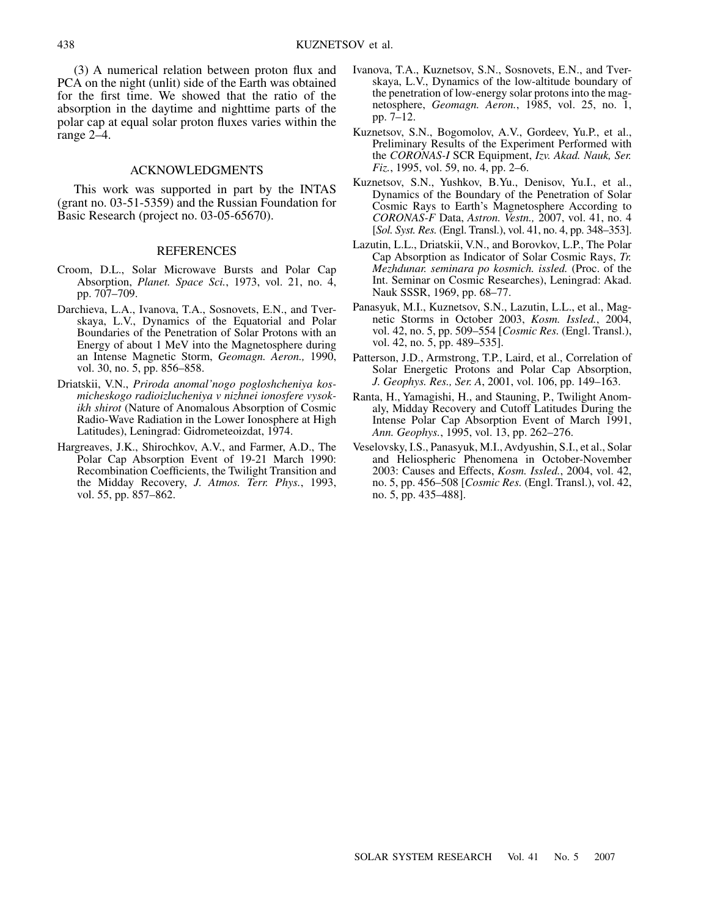(3) A numerical relation between proton flux and PCA on the night (unlit) side of the Earth was obtained for the first time. We showed that the ratio of the absorption in the daytime and nighttime parts of the polar cap at equal solar proton fluxes varies within the range 2–4.

## ACKNOWLEDGMENTS

This work was supported in part by the INTAS (grant no. 03-51-5359) and the Russian Foundation for Basic Research (project no. 03-05-65670).

## REFERENCES

Croom, D.L., Solar Microwave Bursts and Polar Cap Absorption, *Planet. Space Sci.*, 1973, vol. 21, no. 4, pp. 707–709.

Darchieva, L.A., Ivanova, T.A., Sosnovets, E.N., and Tverskaya, L.V., Dynamics of the Equatorial and Polar Boundaries of the Penetration of Solar Protons with an Energy of about 1 MeV into the Magnetosphere during an Intense Magnetic Storm, *Geomagn. Aeron.,* 1990, vol. 30, no. 5, pp. 856–858.

Driatskii, V.N., *Priroda anomal'nogo pogloshcheniya kosmicheskogo radioizlucheniya v nizhnei ionosfere vysokikh shirot* (Nature of Anomalous Absorption of Cosmic Radio-Wave Radiation in the Lower Ionosphere at High Latitudes), Leningrad: Gidrometeoizdat, 1974.

Hargreaves, J.K., Shirochkov, A.V., and Farmer, A.D., The Polar Cap Absorption Event of 19-21 March 1990: Recombination Coefficients, the Twilight Transition and the Midday Recovery, *J. Atmos. Terr. Phys.*, 1993, vol. 55, pp. 857–862.

Ivanova, T.A., Kuznetsov, S.N., Sosnovets, E.N., and Tverskaya, L.V., Dynamics of the low-altitude boundary of the penetration of low-energy solar protons into the magnetosphere, *Geomagn. Aeron.*, 1985, vol. 25, no. 1, pp. 7–12.

Kuznetsov, S.N., Bogomolov, A.V., Gordeev, Yu.P., et al., Preliminary Results of the Experiment Performed with the *CORONAS-I* SCR Equipment, *Izv. Akad. Nauk, Ser. Fiz.*, 1995, vol. 59, no. 4, pp. 2–6.

Kuznetsov, S.N., Yushkov, B.Yu., Denisov, Yu.I., et al., Dynamics of the Boundary of the Penetration of Solar Cosmic Rays to Earth's Magnetosphere According to *CORONAS-F* Data, *Astron. Vestn.,* 2007, vol. 41, no. 4 [*Sol. Syst. Res.* (Engl. Transl.), vol. 41, no. 4, pp. 348–353].

Lazutin, L.L., Driatskii, V.N., and Borovkov, L.P., The Polar Cap Absorption as Indicator of Solar Cosmic Rays, *Tr. Mezhdunar. seminara po kosmich. issled.* (Proc. of the Int. Seminar on Cosmic Researches), Leningrad: Akad. Nauk SSSR, 1969, pp. 68–77.

Panasyuk, M.I., Kuznetsov, S.N., Lazutin, L.L., et al., Magnetic Storms in October 2003, *Kosm. Issled.*, 2004, vol. 42, no. 5, pp. 509–554 [*Cosmic Res.* (Engl. Transl.), vol. 42, no. 5, pp. 489–535].

Patterson, J.D., Armstrong, T.P., Laird, et al., Correlation of Solar Energetic Protons and Polar Cap Absorption, *J. Geophys. Res., Ser. A*, 2001, vol. 106, pp. 149–163.

Ranta, H., Yamagishi, H., and Stauning, P., Twilight Anomaly, Midday Recovery and Cutoff Latitudes During the Intense Polar Cap Absorption Event of March 1991, *Ann. Geophys.*, 1995, vol. 13, pp. 262–276.

Veselovsky, I.S., Panasyuk, M.I., Avdyushin, S.I., et al., Solar and Heliospheric Phenomena in October-November 2003: Causes and Effects, *Kosm. Issled.*, 2004, vol. 42, no. 5, pp. 456–508 [*Cosmic Res.* (Engl. Transl.), vol. 42, no. 5, pp. 435–488].